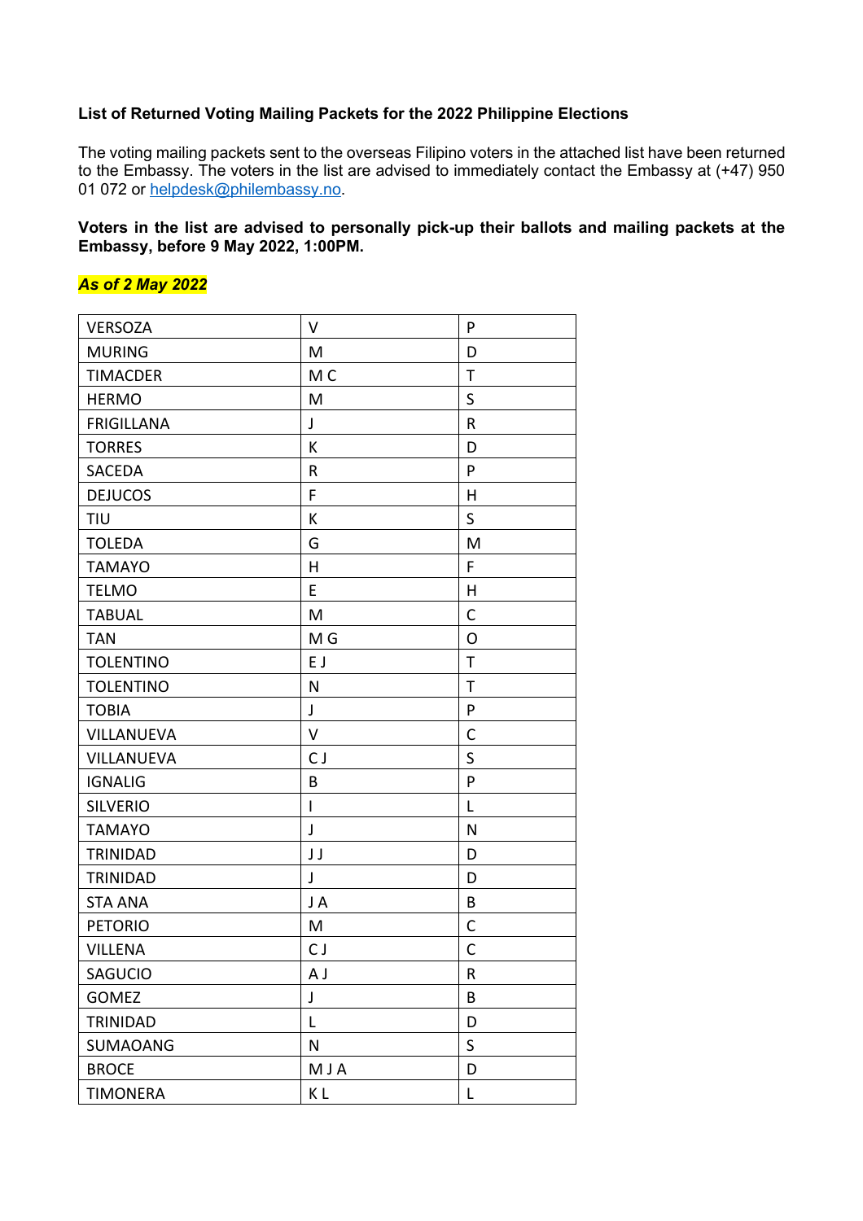**List of Returned Voting Mailing Packets for the 2022 Philippine Elections**

The voting mailing packets sent to the overseas Filipino voters in the attached list have been returned to the Embassy. The voters in the list are advised to immediately contact the Embassy at (+47) 950 01 072 or helpdesk@philembassy.no.

**Voters in the list are advised to personally pick-up their ballots and mailing packets at the Embassy, before 9 May 2022, 1:00PM.**

***As of 2 May 2022***

| | | |
|---|---|---|
| VERSOZA | V | P |
| MURING | M | D |
| TIMACDER | M C | T |
| HERMO | M | S |
| FRIGILLANA | J | R |
| TORRES | K | D |
| SACEDA | R | P |
| DEJUCOS | F | H |
| TIU | K | S |
| TOLEDA | G | M |
| TAMAYO | H | F |
| TELMO | E | H |
| TABUAL | M | C |
| TAN | M G | O |
| TOLENTINO | E J | T |
| TOLENTINO | N | T |
| TOBIA | J | P |
| VILLANUEVA | V | C |
| VILLANUEVA | C J | S |
| IGNALIG | B | P |
| SILVERIO | I | L |
| TAMAYO | J | N |
| TRINIDAD | J J | D |
| TRINIDAD | J | D |
| STA ANA | J A | B |
| PETORIO | M | C |
| VILLENA | C J | C |
| SAGUCIO | A J | R |
| GOMEZ | J | B |
| TRINIDAD | L | D |
| SUMAOANG | N | S |
| BROCE | M J A | D |
| TIMONERA | K L | L |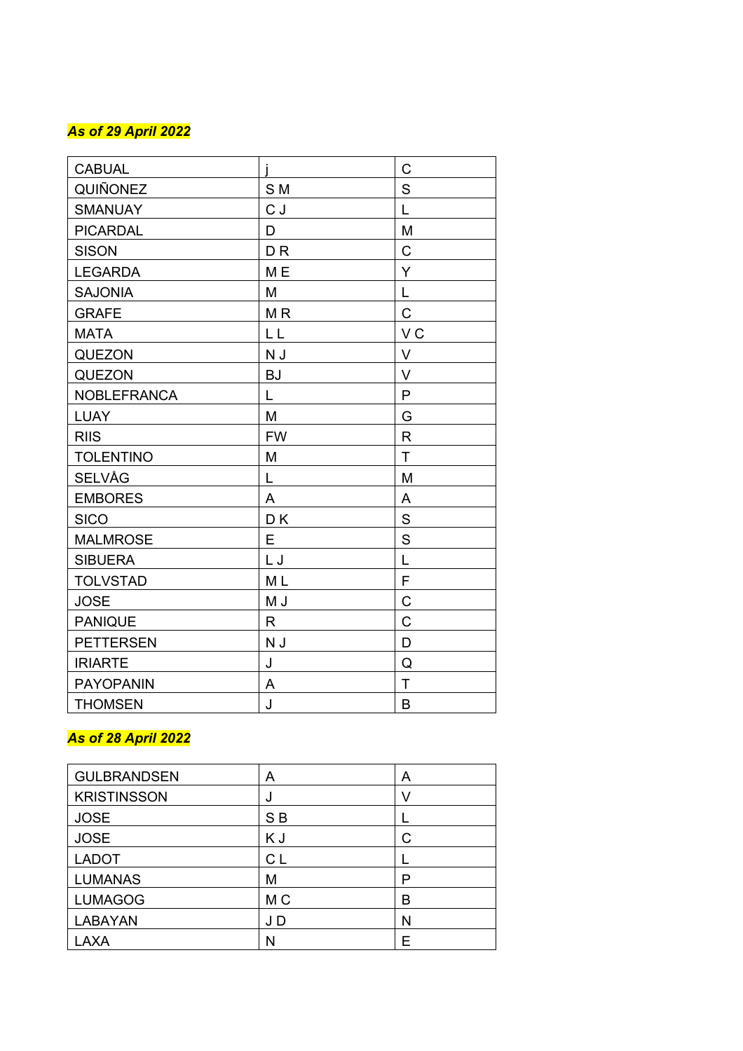***As of 29 April 2022***

| | | |
|---|---|---|
| CABUAL | j | C |
| QUIÑONEZ | S M | S |
| SMANUAY | C J | L |
| PICARDAL | D | M |
| SISON | D R | C |
| LEGARDA | M E | Y |
| SAJONIA | M | L |
| GRAFE | M R | C |
| MATA | L L | V C |
| QUEZON | N J | V |
| QUEZON | BJ | V |
| NOBLEFRANCA | L | P |
| LUAY | M | G |
| RIIS | FW | R |
| TOLENTINO | M | T |
| SELVÅG | L | M |
| EMBORES | A | A |
| SICO | D K | S |
| MALMROSE | E | S |
| SIBUERA | L J | L |
| TOLVSTAD | M L | F |
| JOSE | M J | C |
| PANIQUE | R | C |
| PETTERSEN | N J | D |
| IRIARTE | J | Q |
| PAYOPANIN | A | T |
| THOMSEN | J | B |

***As of 28 April 2022***

| | | |
|---|---|---|
| GULBRANDSEN | A | A |
| KRISTINSSON | J | V |
| JOSE | S B | L |
| JOSE | K J | C |
| LADOT | C L | L |
| LUMANAS | M | P |
| LUMAGOG | M C | B |
| LABAYAN | J D | N |
| LAXA | N | E |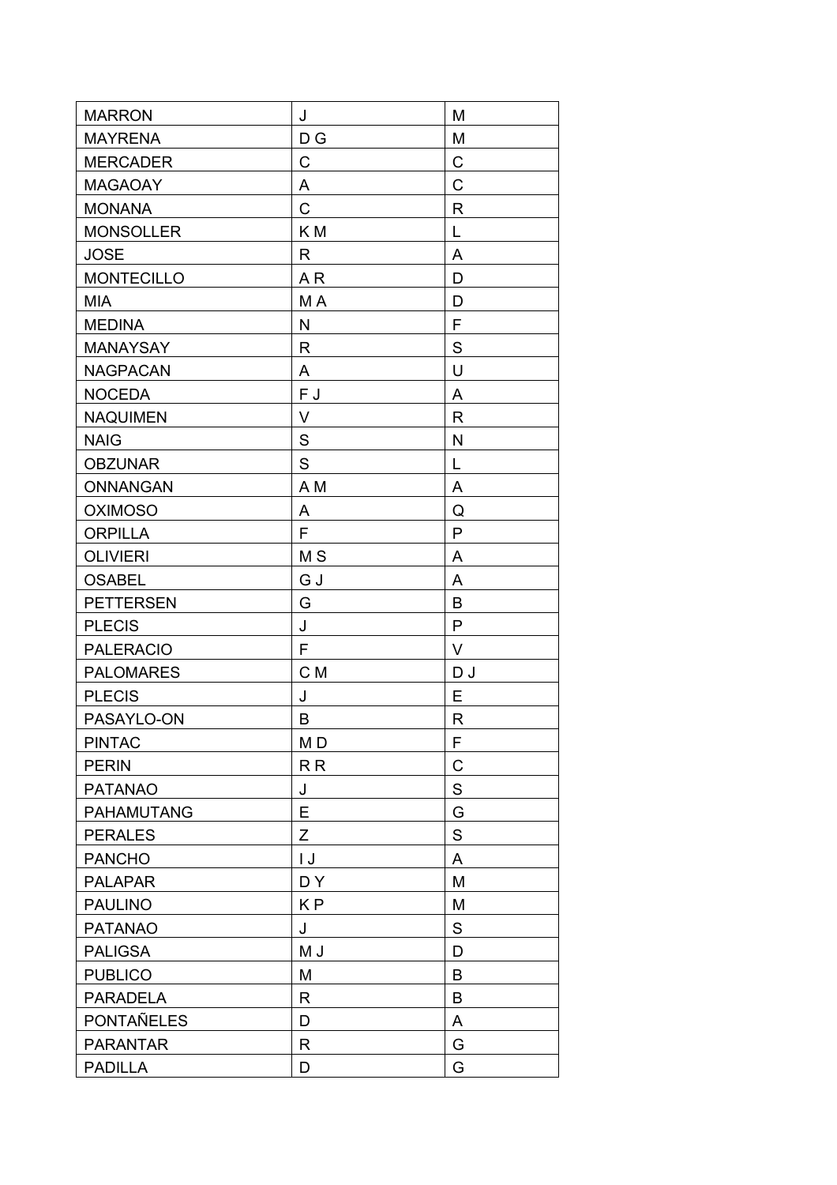| MARRON | J | M |
|---|---|---|
| MAYRENA | D G | M |
| MERCADER | C | C |
| MAGAOAY | A | C |
| MONANA | C | R |
| MONSOLLER | K M | L |
| JOSE | R | A |
| MONTECILLO | A R | D |
| MIA | M A | D |
| MEDINA | N | F |
| MANAYSAY | R | S |
| NAGPACAN | A | U |
| NOCEDA | F J | A |
| NAQUIMEN | V | R |
| NAIG | S | N |
| OBZUNAR | S | L |
| ONNANGAN | A M | A |
| OXIMOSO | A | Q |
| ORPILLA | F | P |
| OLIVIERI | M S | A |
| OSABEL | G J | A |
| PETTERSEN | G | B |
| PLECIS | J | P |
| PALERACIO | F | V |
| PALOMARES | C M | D J |
| PLECIS | J | E |
| PASAYLO-ON | B | R |
| PINTAC | M D | F |
| PERIN | R R | C |
| PATANAO | J | S |
| PAHAMUTANG | E | G |
| PERALES | Z | S |
| PANCHO | I J | A |
| PALAPAR | D Y | M |
| PAULINO | K P | M |
| PATANAO | J | S |
| PALIGSA | M J | D |
| PUBLICO | M | B |
| PARADELA | R | B |
| PONTAÑELES | D | A |
| PARANTAR | R | G |
| PADILLA | D | G |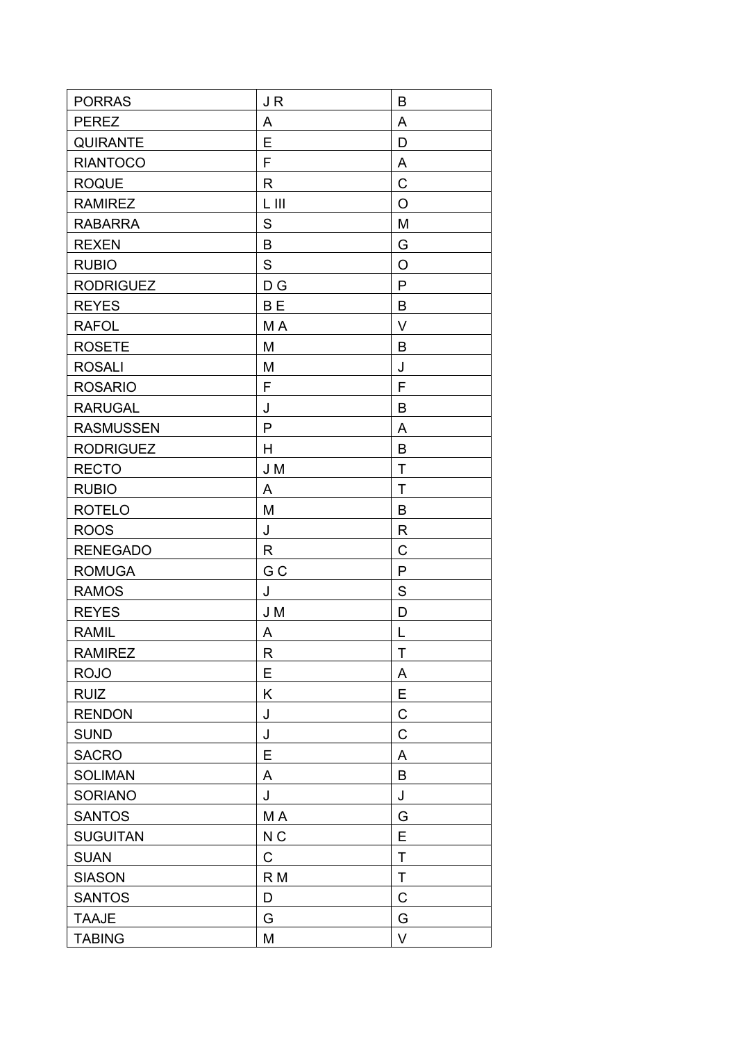| PORRAS | J R | B |
|---|---|---|
| PEREZ | A | A |
| QUIRANTE | E | D |
| RIANTOCO | F | A |
| ROQUE | R | C |
| RAMIREZ | L III | O |
| RABARRA | S | M |
| REXEN | B | G |
| RUBIO | S | O |
| RODRIGUEZ | D G | P |
| REYES | B E | B |
| RAFOL | M A | V |
| ROSETE | M | B |
| ROSALI | M | J |
| ROSARIO | F | F |
| RARUGAL | J | B |
| RASMUSSEN | P | A |
| RODRIGUEZ | H | B |
| RECTO | J M | T |
| RUBIO | A | T |
| ROTELO | M | B |
| ROOS | J | R |
| RENEGADO | R | C |
| ROMUGA | G C | P |
| RAMOS | J | S |
| REYES | J M | D |
| RAMIL | A | L |
| RAMIREZ | R | T |
| ROJO | E | A |
| RUIZ | K | E |
| RENDON | J | C |
| SUND | J | C |
| SACRO | E | A |
| SOLIMAN | A | B |
| SORIANO | J | J |
| SANTOS | M A | G |
| SUGUITAN | N C | E |
| SUAN | C | T |
| SIASON | R M | T |
| SANTOS | D | C |
| TAAJE | G | G |
| TABING | M | V |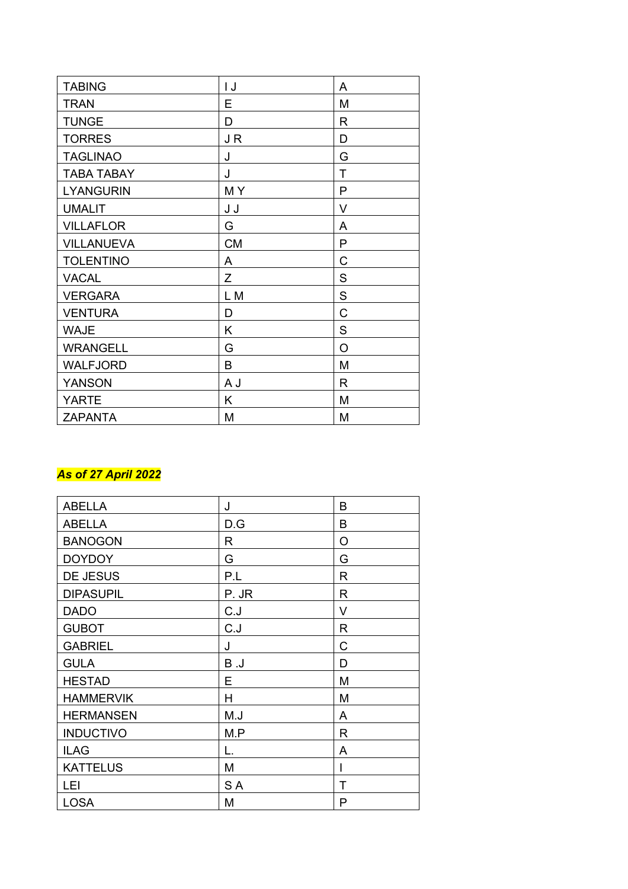| TABING | I J | A |
|---|---|---|
| TRAN | E | M |
| TUNGE | D | R |
| TORRES | J R | D |
| TAGLINAO | J | G |
| TABA TABAY | J | T |
| LYANGURIN | M Y | P |
| UMALIT | J J | V |
| VILLAFLOR | G | A |
| VILLANUEVA | CM | P |
| TOLENTINO | A | C |
| VACAL | Z | S |
| VERGARA | L M | S |
| VENTURA | D | C |
| WAJE | K | S |
| WRANGELL | G | O |
| WALFJORD | B | M |
| YANSON | A J | R |
| YARTE | K | M |
| ZAPANTA | M | M |

***As of 27 April 2022***

| ABELLA | J | B |
|---|---|---|
| ABELLA | D.G | B |
| BANOGON | R | O |
| DOYDOY | G | G |
| DE JESUS | P.L | R |
| DIPASUPIL | P. JR | R |
| DADO | C.J | V |
| GUBOT | C.J | R |
| GABRIEL | J | C |
| GULA | B .J | D |
| HESTAD | E | M |
| HAMMERVIK | H | M |
| HERMANSEN | M.J | A |
| INDUCTIVO | M.P | R |
| ILAG | L. | A |
| KATTELUS | M | I |
| LEI | S A | T |
| LOSA | M | P |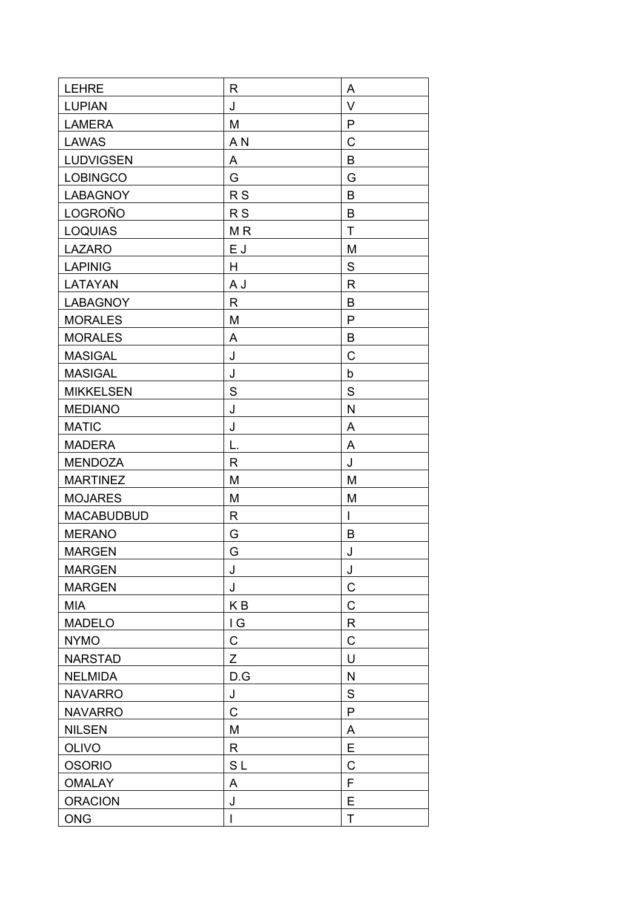| | | |
|---|---|---|
| LEHRE | R | A |
| LUPIAN | J | V |
| LAMERA | M | P |
| LAWAS | A N | C |
| LUDVIGSEN | A | B |
| LOBINGCO | G | G |
| LABAGNOY | R S | B |
| LOGROÑO | R S | B |
| LOQUIAS | M R | T |
| LAZARO | E J | M |
| LAPINIG | H | S |
| LATAYAN | A J | R |
| LABAGNOY | R | B |
| MORALES | M | P |
| MORALES | A | B |
| MASIGAL | J | C |
| MASIGAL | J | b |
| MIKKELSEN | S | S |
| MEDIANO | J | N |
| MATIC | J | A |
| MADERA | L. | A |
| MENDOZA | R | J |
| MARTINEZ | M | M |
| MOJARES | M | M |
| MACABUDBUD | R | I |
| MERANO | G | B |
| MARGEN | G | J |
| MARGEN | J | J |
| MARGEN | J | C |
| MIA | K B | C |
| MADELO | I G | R |
| NYMO | C | C |
| NARSTAD | Z | U |
| NELMIDA | D.G | N |
| NAVARRO | J | S |
| NAVARRO | C | P |
| NILSEN | M | A |
| OLIVO | R | E |
| OSORIO | S L | C |
| OMALAY | A | F |
| ORACION | J | E |
| ONG | I | T |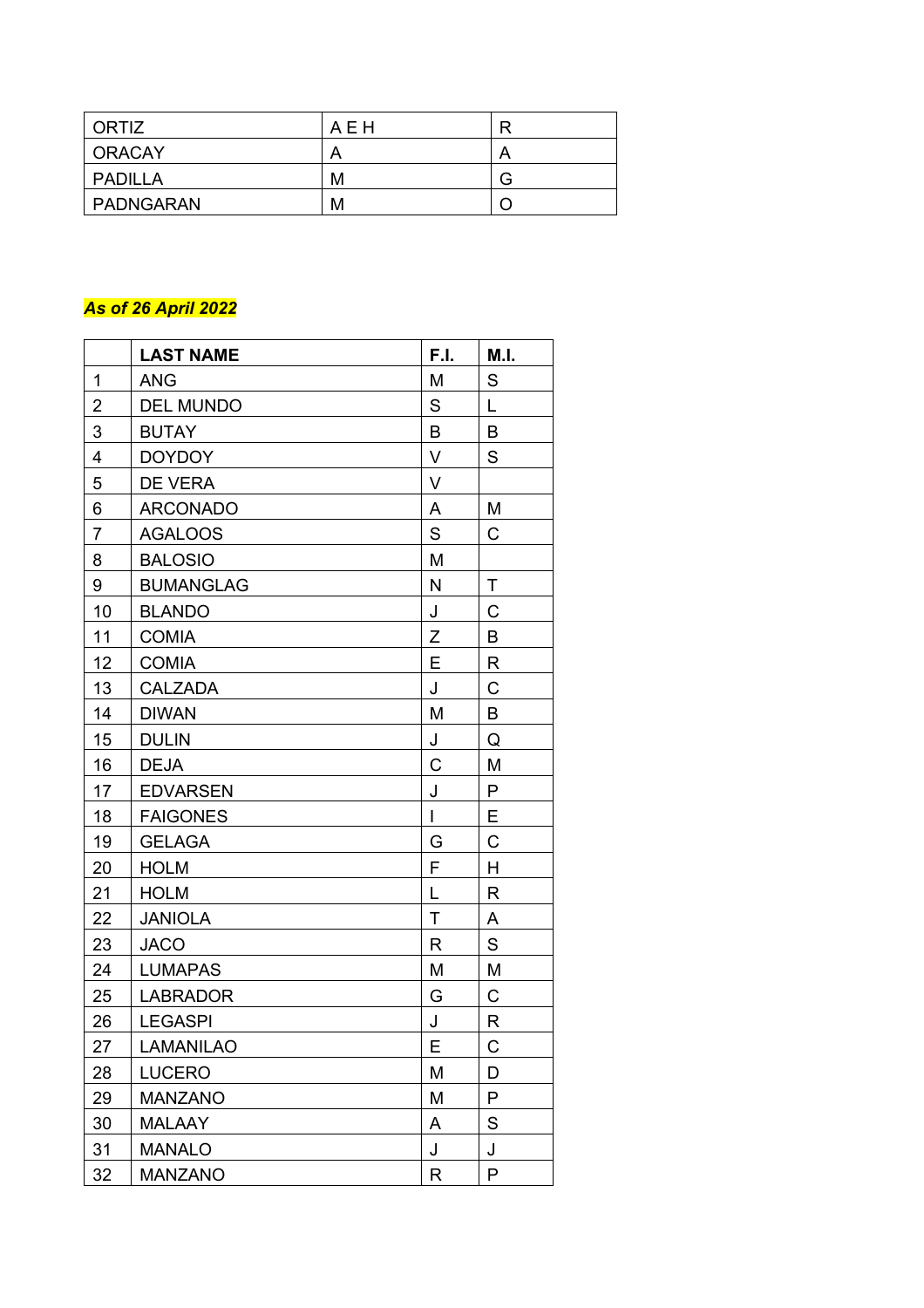| ORTIZ | A E H | R |
|---|---|---|
| ORACAY | A | A |
| PADILLA | M | G |
| PADNGARAN | M | O |

***As of 26 April 2022***

| | LAST NAME | F.I. | M.I. |
|---|---|---|---|
| 1 | ANG | M | S |
| 2 | DEL MUNDO | S | L |
| 3 | BUTAY | B | B |
| 4 | DOYDOY | V | S |
| 5 | DE VERA | V | |
| 6 | ARCONADO | A | M |
| 7 | AGALOOS | S | C |
| 8 | BALOSIO | M | |
| 9 | BUMANGLAG | N | T |
| 10 | BLANDO | J | C |
| 11 | COMIA | Z | B |
| 12 | COMIA | E | R |
| 13 | CALZADA | J | C |
| 14 | DIWAN | M | B |
| 15 | DULIN | J | Q |
| 16 | DEJA | C | M |
| 17 | EDVARSEN | J | P |
| 18 | FAIGONES | I | E |
| 19 | GELAGA | G | C |
| 20 | HOLM | F | H |
| 21 | HOLM | L | R |
| 22 | JANIOLA | T | A |
| 23 | JACO | R | S |
| 24 | LUMAPAS | M | M |
| 25 | LABRADOR | G | C |
| 26 | LEGASPI | J | R |
| 27 | LAMANILAO | E | C |
| 28 | LUCERO | M | D |
| 29 | MANZANO | M | P |
| 30 | MALAAY | A | S |
| 31 | MANALO | J | J |
| 32 | MANZANO | R | P |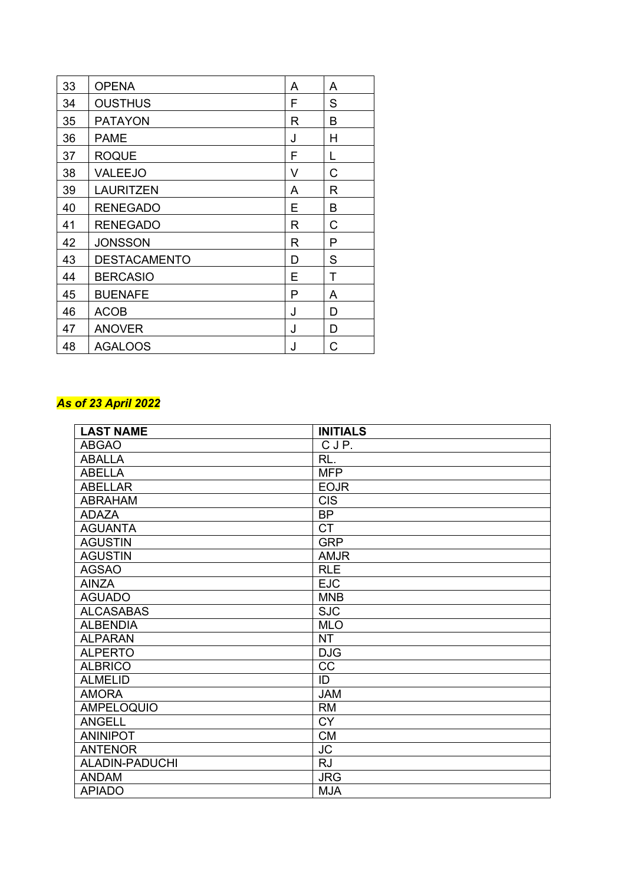| 33 | OPENA | A | A |
|---|---|---|---|
| 34 | OUSTHUS | F | S |
| 35 | PATAYON | R | B |
| 36 | PAME | J | H |
| 37 | ROQUE | F | L |
| 38 | VALEEJO | V | C |
| 39 | LAURITZEN | A | R |
| 40 | RENEGADO | E | B |
| 41 | RENEGADO | R | C |
| 42 | JONSSON | R | P |
| 43 | DESTACAMENTO | D | S |
| 44 | BERCASIO | E | T |
| 45 | BUENAFE | P | A |
| 46 | ACOB | J | D |
| 47 | ANOVER | J | D |
| 48 | AGALOOS | J | C |

***As of 23 April 2022***

| LAST NAME | INITIALS |
|---|---|
| ABGAO | C J P. |
| ABALLA | RL. |
| ABELLA | MFP |
| ABELLAR | EOJR |
| ABRAHAM | CIS |
| ADAZA | BP |
| AGUANTA | CT |
| AGUSTIN | GRP |
| AGUSTIN | AMJR |
| AGSAO | RLE |
| AINZA | EJC |
| AGUADO | MNB |
| ALCASABAS | SJC |
| ALBENDIA | MLO |
| ALPARAN | NT |
| ALPERTO | DJG |
| ALBRICO | CC |
| ALMELID | ID |
| AMORA | JAM |
| AMPELOQUIO | RM |
| ANGELL | CY |
| ANINIPOT | CM |
| ANTENOR | JC |
| ALADIN-PADUCHI | RJ |
| ANDAM | JRG |
| APIADO | MJA |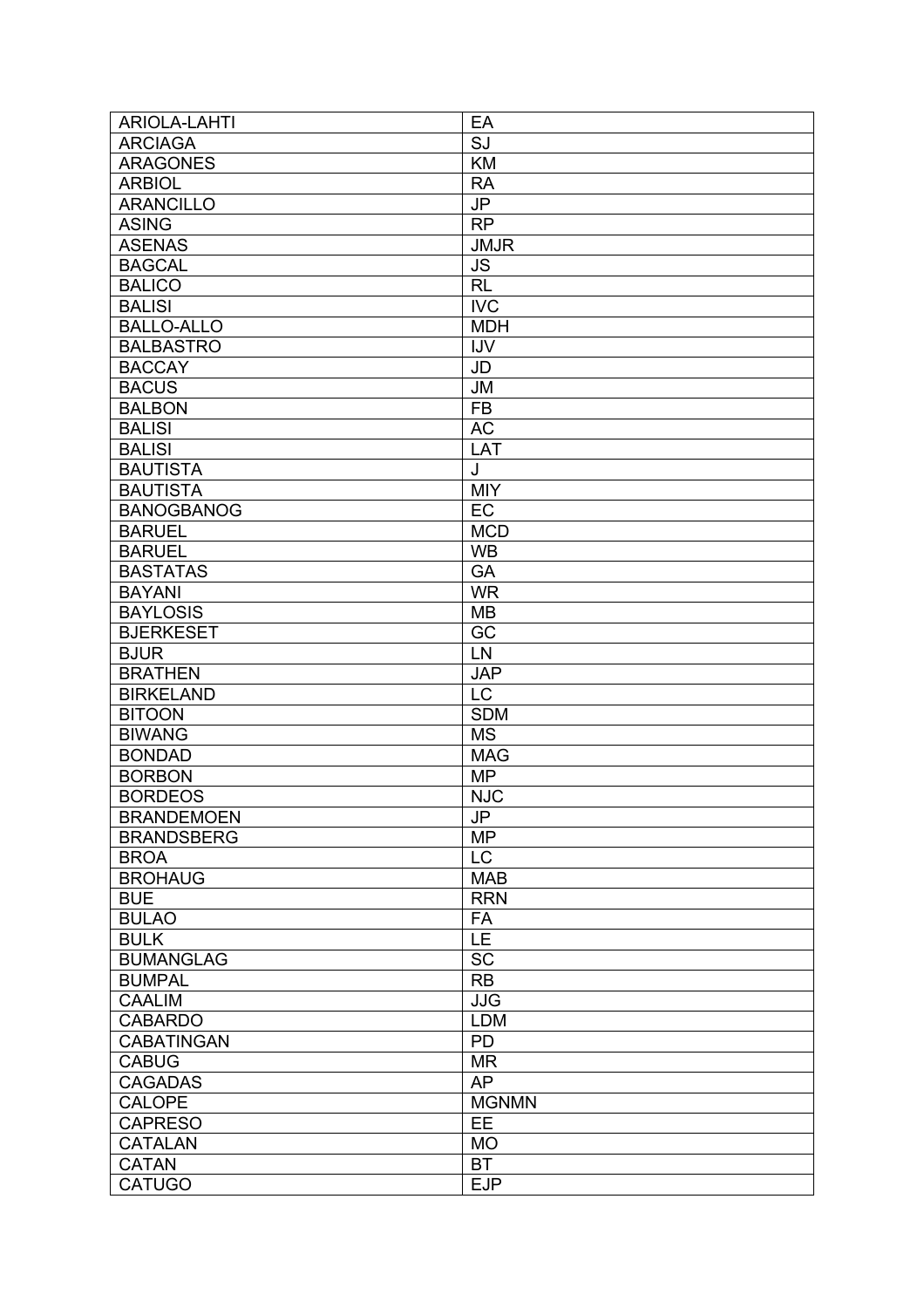| ARIOLA-LAHTI | EA |
|---|---|
| ARCIAGA | SJ |
| ARAGONES | KM |
| ARBIOL | RA |
| ARANCILLO | JP |
| ASING | RP |
| ASENAS | JMJR |
| BAGCAL | JS |
| BALICO | RL |
| BALISI | IVC |
| BALLO-ALLO | MDH |
| BALBASTRO | IJV |
| BACCAY | JD |
| BACUS | JM |
| BALBON | FB |
| BALISI | AC |
| BALISI | LAT |
| BAUTISTA | J |
| BAUTISTA | MIY |
| BANOGBANOG | EC |
| BARUEL | MCD |
| BARUEL | WB |
| BASTATAS | GA |
| BAYANI | WR |
| BAYLOSIS | MB |
| BJERKESET | GC |
| BJUR | LN |
| BRATHEN | JAP |
| BIRKELAND | LC |
| BITOON | SDM |
| BIWANG | MS |
| BONDAD | MAG |
| BORBON | MP |
| BORDEOS | NJC |
| BRANDEMOEN | JP |
| BRANDSBERG | MP |
| BROA | LC |
| BROHAUG | MAB |
| BUE | RRN |
| BULAO | FA |
| BULK | LE |
| BUMANGLAG | SC |
| BUMPAL | RB |
| CAALIM | JJG |
| CABARDO | LDM |
| CABATINGAN | PD |
| CABUG | MR |
| CAGADAS | AP |
| CALOPE | MGNMN |
| CAPRESO | EE |
| CATALAN | MO |
| CATAN | BT |
| CATUGO | EJP |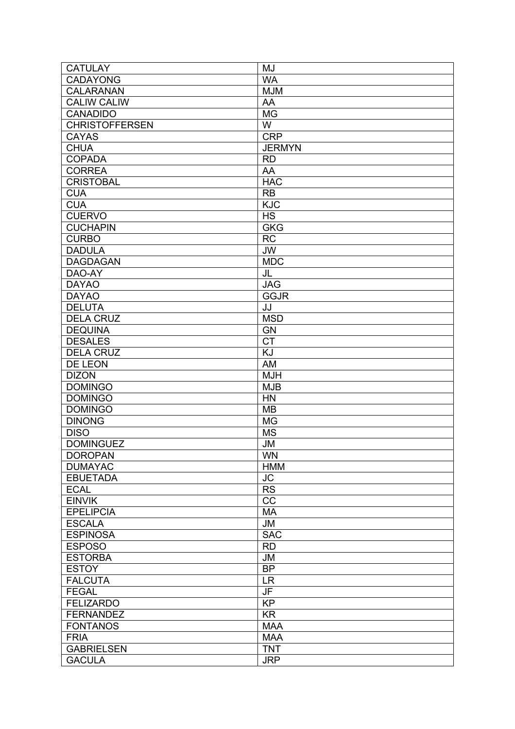| | |
|---|---|
| CATULAY | MJ |
| CADAYONG | WA |
| CALARANAN | MJM |
| CALIW CALIW | AA |
| CANADIDO | MG |
| CHRISTOFFERSEN | W |
| CAYAS | CRP |
| CHUA | JERMYN |
| COPADA | RD |
| CORREA | AA |
| CRISTOBAL | HAC |
| CUA | RB |
| CUA | KJC |
| CUERVO | HS |
| CUCHAPIN | GKG |
| CURBO | RC |
| DADULA | JW |
| DAGDAGAN | MDC |
| DAO-AY | JL |
| DAYAO | JAG |
| DAYAO | GGJR |
| DELUTA | JJ |
| DELA CRUZ | MSD |
| DEQUINA | GN |
| DESALES | CT |
| DELA CRUZ | KJ |
| DE LEON | AM |
| DIZON | MJH |
| DOMINGO | MJB |
| DOMINGO | HN |
| DOMINGO | MB |
| DINONG | MG |
| DISO | MS |
| DOMINGUEZ | JM |
| DOROPAN | WN |
| DUMAYAC | HMM |
| EBUETADA | JC |
| ECAL | RS |
| EINVIK | CC |
| EPELIPCIA | MA |
| ESCALA | JM |
| ESPINOSA | SAC |
| ESPOSO | RD |
| ESTORBA | JM |
| ESTOY | BP |
| FALCUTA | LR |
| FEGAL | JF |
| FELIZARDO | KP |
| FERNANDEZ | KR |
| FONTANOS | MAA |
| FRIA | MAA |
| GABRIELSEN | TNT |
| GACULA | JRP |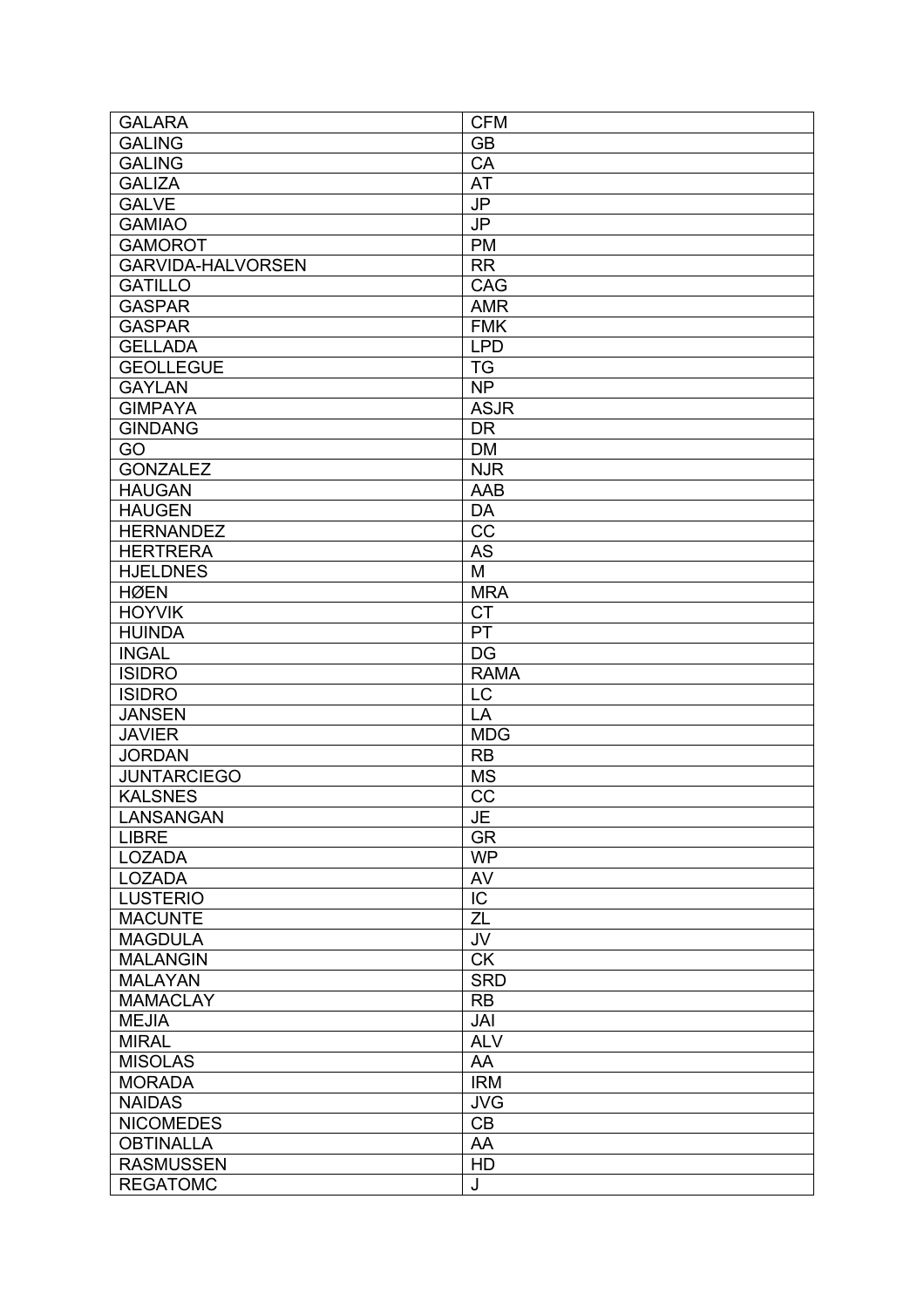| GALARA | CFM |
|---|---|
| GALING | GB |
| GALING | CA |
| GALIZA | AT |
| GALVE | JP |
| GAMIAO | JP |
| GAMOROT | PM |
| GARVIDA-HALVORSEN | RR |
| GATILLO | CAG |
| GASPAR | AMR |
| GASPAR | FMK |
| GELLADA | LPD |
| GEOLLEGUE | TG |
| GAYLAN | NP |
| GIMPAYA | ASJR |
| GINDANG | DR |
| GO | DM |
| GONZALEZ | NJR |
| HAUGAN | AAB |
| HAUGEN | DA |
| HERNANDEZ | CC |
| HERTRERA | AS |
| HJELDNES | M |
| HØEN | MRA |
| HOYVIK | CT |
| HUINDA | PT |
| INGAL | DG |
| ISIDRO | RAMA |
| ISIDRO | LC |
| JANSEN | LA |
| JAVIER | MDG |
| JORDAN | RB |
| JUNTARCIEGO | MS |
| KALSNES | CC |
| LANSANGAN | JE |
| LIBRE | GR |
| LOZADA | WP |
| LOZADA | AV |
| LUSTERIO | IC |
| MACUNTE | ZL |
| MAGDULA | JV |
| MALANGIN | CK |
| MALAYAN | SRD |
| MAMACLAY | RB |
| MEJIA | JAI |
| MIRAL | ALV |
| MISOLAS | AA |
| MORADA | IRM |
| NAIDAS | JVG |
| NICOMEDES | CB |
| OBTINALLA | AA |
| RASMUSSEN | HD |
| REGATOMC | J |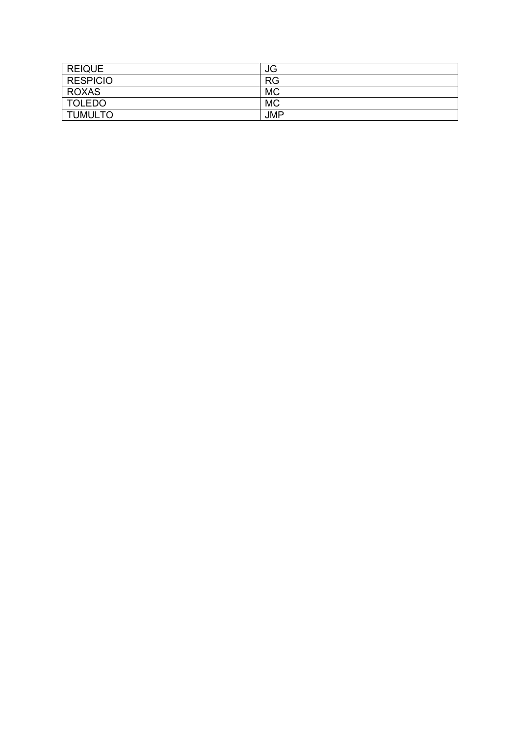| | |
|---|---|
| REIQUE | JG |
| RESPICIO | RG |
| ROXAS | MC |
| TOLEDO | MC |
| TUMULTO | JMP |